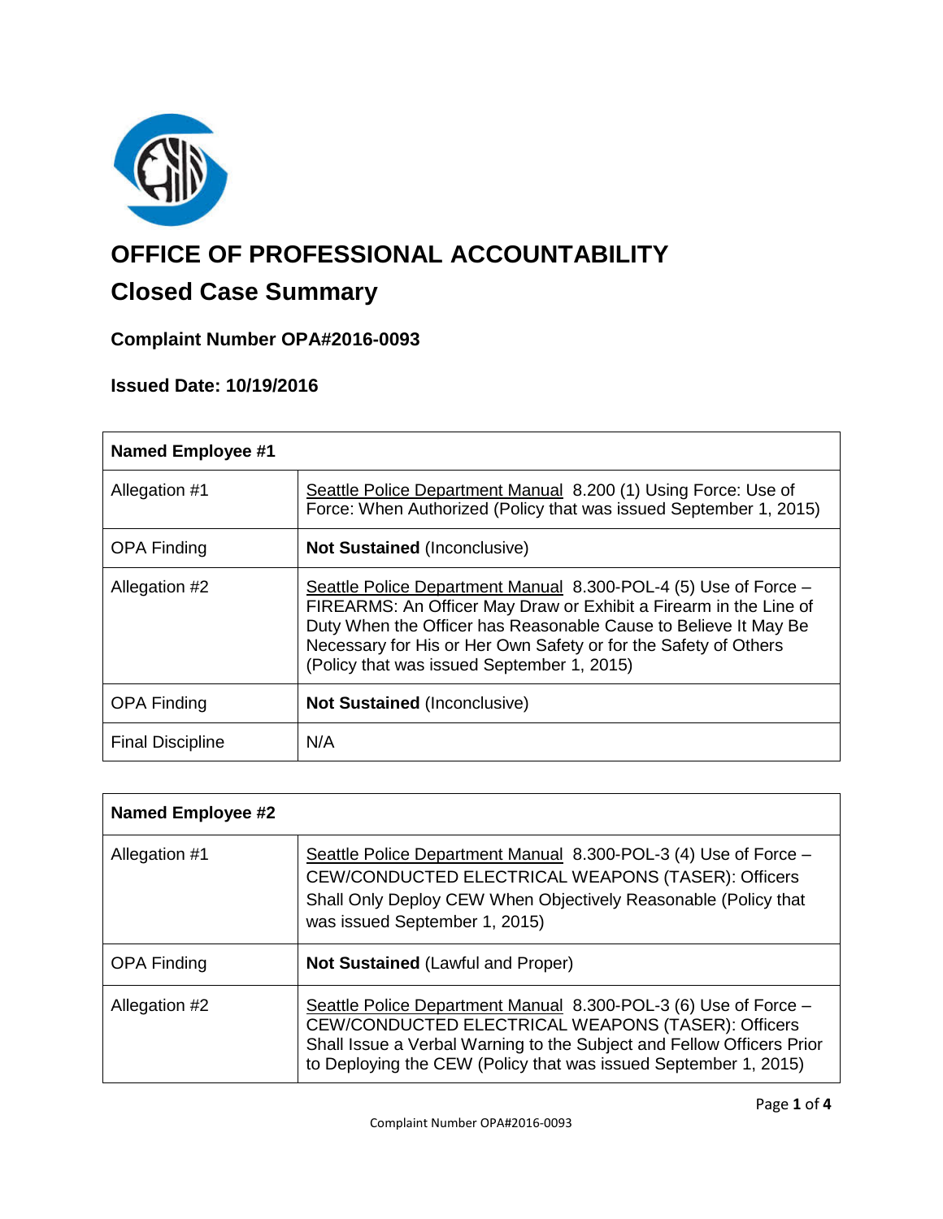# OFFICE OF PROFESSIONAL ACCOUNTABILITY

## Closed Case Summary

### Complaint Number OPA#2016-0093

### Issued Date: 10/19/2016

| **Named Employee #1** | |
|---|---|
| Allegation #1 | Seattle Police Department Manual 8.200 (1) Using Force: Use of Force: When Authorized (Policy that was issued September 1, 2015) |
| OPA Finding | **Not Sustained** (Inconclusive) |
| Allegation #2 | Seattle Police Department Manual 8.300-POL-4 (5) Use of Force – FIREARMS: An Officer May Draw or Exhibit a Firearm in the Line of Duty When the Officer has Reasonable Cause to Believe It May Be Necessary for His or Her Own Safety or for the Safety of Others (Policy that was issued September 1, 2015) |
| OPA Finding | **Not Sustained** (Inconclusive) |
| Final Discipline | N/A |

| **Named Employee #2** | |
|---|---|
| Allegation #1 | Seattle Police Department Manual 8.300-POL-3 (4) Use of Force – CEW/CONDUCTED ELECTRICAL WEAPONS (TASER): Officers Shall Only Deploy CEW When Objectively Reasonable (Policy that was issued September 1, 2015) |
| OPA Finding | **Not Sustained** (Lawful and Proper) |
| Allegation #2 | Seattle Police Department Manual 8.300-POL-3 (6) Use of Force – CEW/CONDUCTED ELECTRICAL WEAPONS (TASER): Officers Shall Issue a Verbal Warning to the Subject and Fellow Officers Prior to Deploying the CEW (Policy that was issued September 1, 2015) |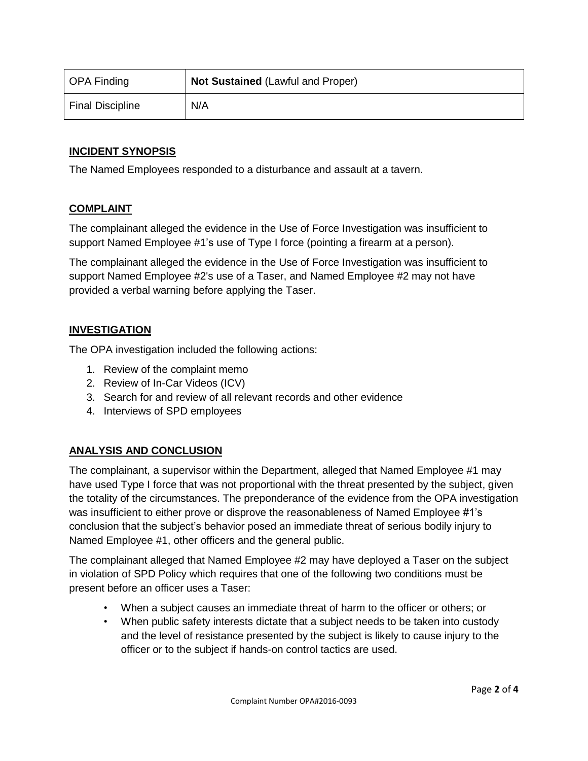| OPA Finding | **Not Sustained** (Lawful and Proper) |
| --- | --- |
| Final Discipline | N/A |

## INCIDENT SYNOPSIS

The Named Employees responded to a disturbance and assault at a tavern.

## COMPLAINT

The complainant alleged the evidence in the Use of Force Investigation was insufficient to support Named Employee #1's use of Type I force (pointing a firearm at a person).

The complainant alleged the evidence in the Use of Force Investigation was insufficient to support Named Employee #2's use of a Taser, and Named Employee #2 may not have provided a verbal warning before applying the Taser.

## INVESTIGATION

The OPA investigation included the following actions:

1. Review of the complaint memo
2. Review of In-Car Videos (ICV)
3. Search for and review of all relevant records and other evidence
4. Interviews of SPD employees

## ANALYSIS AND CONCLUSION

The complainant, a supervisor within the Department, alleged that Named Employee #1 may have used Type I force that was not proportional with the threat presented by the subject, given the totality of the circumstances. The preponderance of the evidence from the OPA investigation was insufficient to either prove or disprove the reasonableness of Named Employee #1's conclusion that the subject's behavior posed an immediate threat of serious bodily injury to Named Employee #1, other officers and the general public.

The complainant alleged that Named Employee #2 may have deployed a Taser on the subject in violation of SPD Policy which requires that one of the following two conditions must be present before an officer uses a Taser:

- When a subject causes an immediate threat of harm to the officer or others; or
- When public safety interests dictate that a subject needs to be taken into custody and the level of resistance presented by the subject is likely to cause injury to the officer or to the subject if hands-on control tactics are used.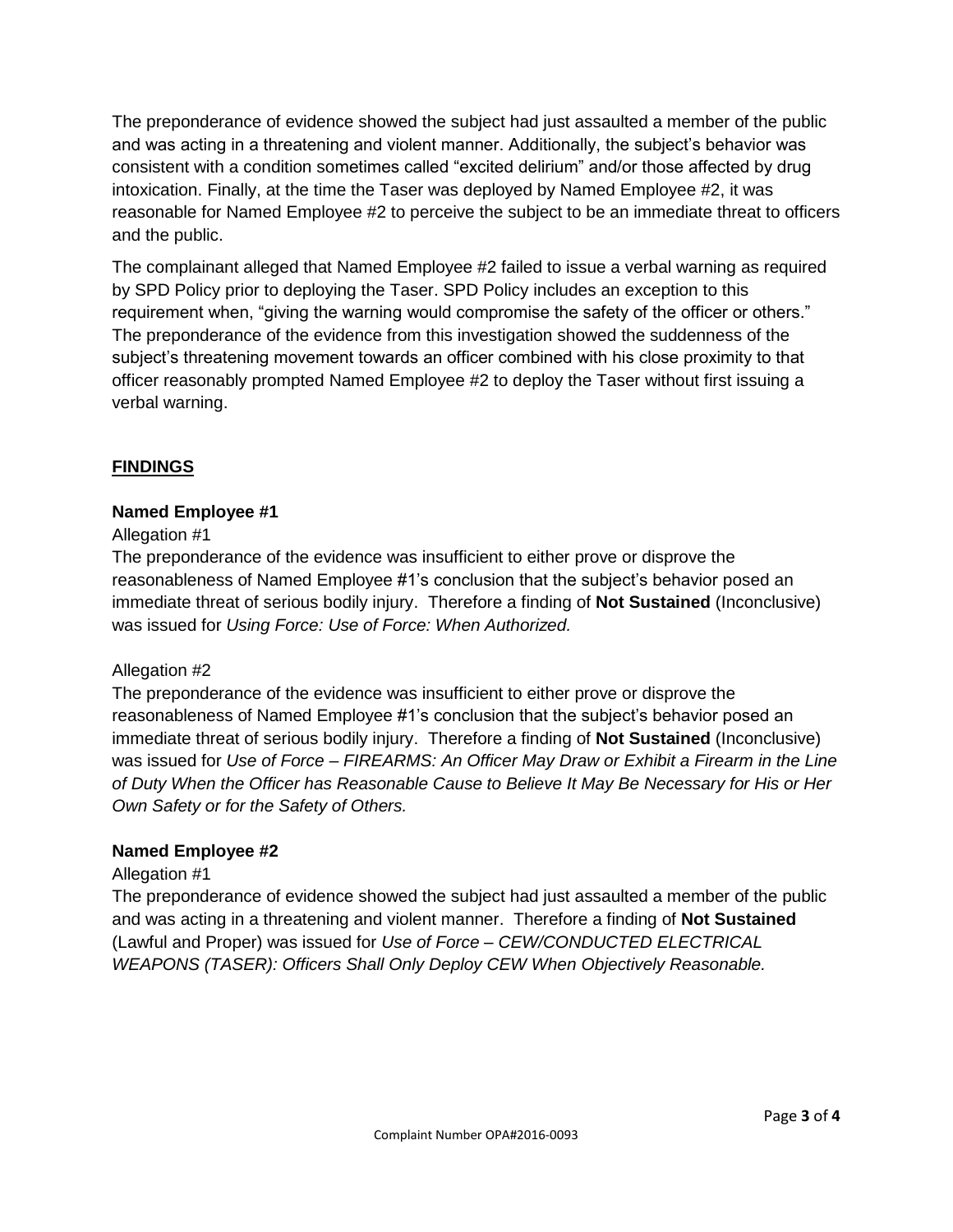The preponderance of evidence showed the subject had just assaulted a member of the public and was acting in a threatening and violent manner. Additionally, the subject's behavior was consistent with a condition sometimes called "excited delirium" and/or those affected by drug intoxication. Finally, at the time the Taser was deployed by Named Employee #2, it was reasonable for Named Employee #2 to perceive the subject to be an immediate threat to officers and the public.

The complainant alleged that Named Employee #2 failed to issue a verbal warning as required by SPD Policy prior to deploying the Taser. SPD Policy includes an exception to this requirement when, "giving the warning would compromise the safety of the officer or others." The preponderance of the evidence from this investigation showed the suddenness of the subject's threatening movement towards an officer combined with his close proximity to that officer reasonably prompted Named Employee #2 to deploy the Taser without first issuing a verbal warning.

## FINDINGS

### Named Employee #1

Allegation #1

The preponderance of the evidence was insufficient to either prove or disprove the reasonableness of Named Employee #1's conclusion that the subject's behavior posed an immediate threat of serious bodily injury. Therefore a finding of **Not Sustained** (Inconclusive) was issued for *Using Force: Use of Force: When Authorized.*

Allegation #2

The preponderance of the evidence was insufficient to either prove or disprove the reasonableness of Named Employee #1's conclusion that the subject's behavior posed an immediate threat of serious bodily injury. Therefore a finding of **Not Sustained** (Inconclusive) was issued for *Use of Force – FIREARMS: An Officer May Draw or Exhibit a Firearm in the Line of Duty When the Officer has Reasonable Cause to Believe It May Be Necessary for His or Her Own Safety or for the Safety of Others.*

### Named Employee #2

Allegation #1

The preponderance of evidence showed the subject had just assaulted a member of the public and was acting in a threatening and violent manner. Therefore a finding of **Not Sustained** (Lawful and Proper) was issued for *Use of Force – CEW/CONDUCTED ELECTRICAL WEAPONS (TASER): Officers Shall Only Deploy CEW When Objectively Reasonable.*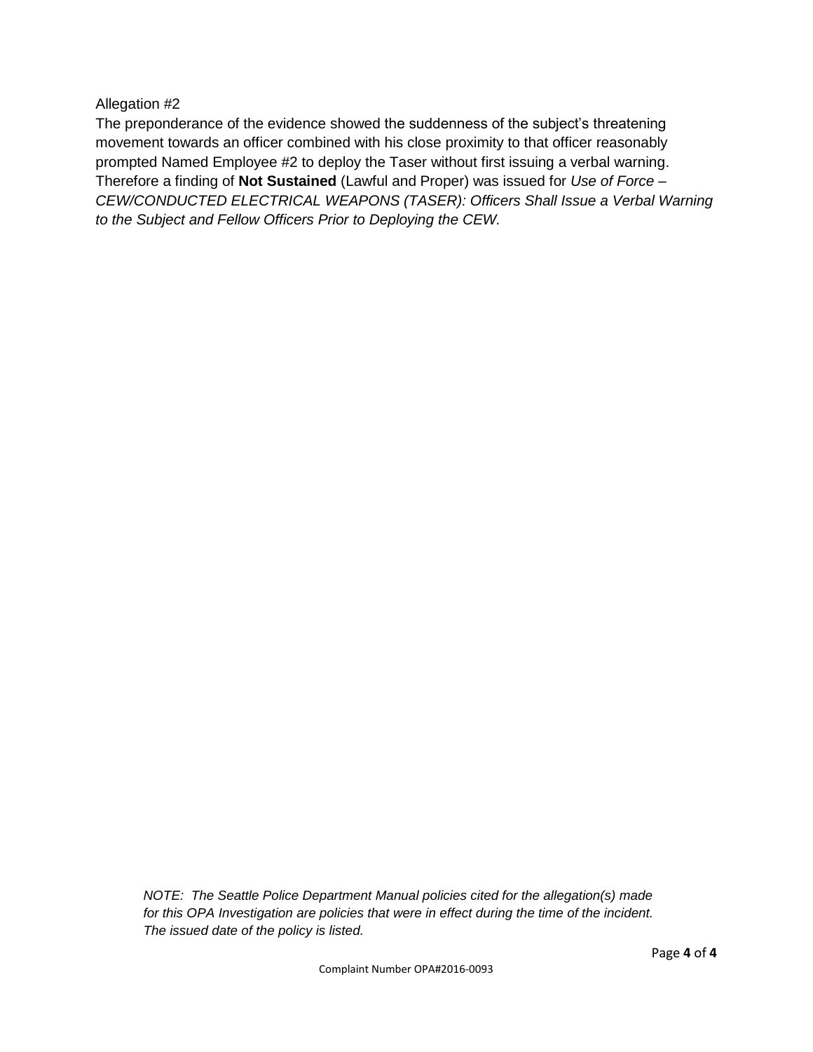Allegation #2

The preponderance of the evidence showed the suddenness of the subject's threatening movement towards an officer combined with his close proximity to that officer reasonably prompted Named Employee #2 to deploy the Taser without first issuing a verbal warning. Therefore a finding of **Not Sustained** (Lawful and Proper) was issued for *Use of Force – CEW/CONDUCTED ELECTRICAL WEAPONS (TASER): Officers Shall Issue a Verbal Warning to the Subject and Fellow Officers Prior to Deploying the CEW.*

*NOTE: The Seattle Police Department Manual policies cited for the allegation(s) made for this OPA Investigation are policies that were in effect during the time of the incident. The issued date of the policy is listed.*

Complaint Number OPA#2016-0093